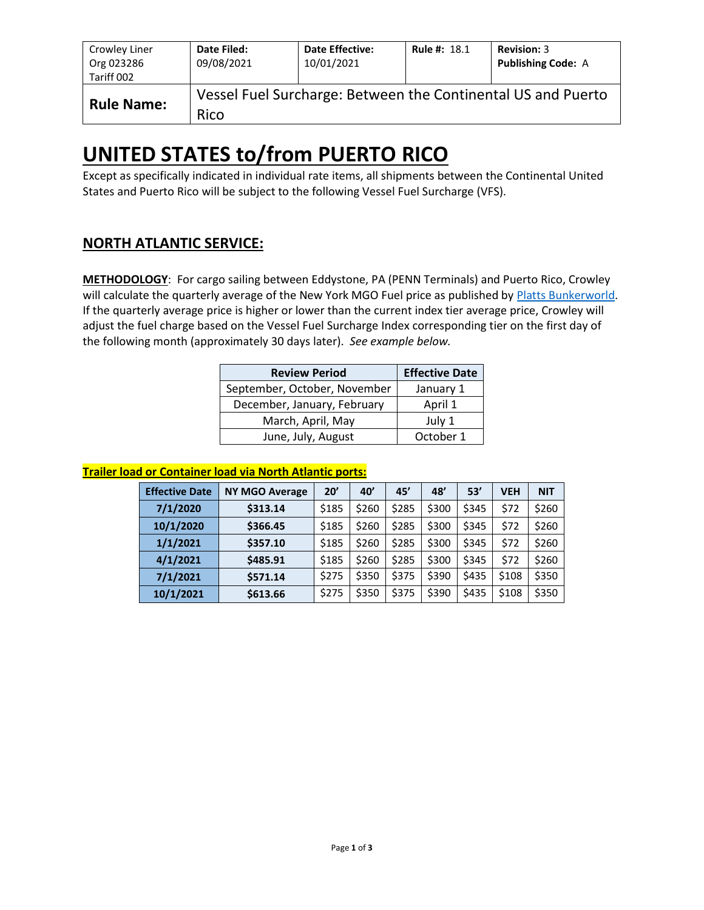| Crowley Liner Org 023286 Tariff 002 | **Date Filed:** 09/08/2021 | **Date Effective:** 10/01/2021 | **Rule #:** 18.1 | **Revision:** 3 **Publishing Code:** A |
|---|---|---|---|---|
| **Rule Name:** | Vessel Fuel Surcharge: Between the Continental US and Puerto Rico | | | |

# UNITED STATES to/from PUERTO RICO

Except as specifically indicated in individual rate items, all shipments between the Continental United States and Puerto Rico will be subject to the following Vessel Fuel Surcharge (VFS).

## NORTH ATLANTIC SERVICE:

**METHODOLOGY**: For cargo sailing between Eddystone, PA (PENN Terminals) and Puerto Rico, Crowley will calculate the quarterly average of the New York MGO Fuel price as published by Platts Bunkerworld. If the quarterly average price is higher or lower than the current index tier average price, Crowley will adjust the fuel charge based on the Vessel Fuel Surcharge Index corresponding tier on the first day of the following month (approximately 30 days later). *See example below.*

| Review Period | Effective Date |
|---|---|
| September, October, November | January 1 |
| December, January, February | April 1 |
| March, April, May | July 1 |
| June, July, August | October 1 |

**Trailer load or Container load via North Atlantic ports:**

| Effective Date | NY MGO Average | 20’ | 40’ | 45’ | 48’ | 53’ | VEH | NIT |
|---|---|---|---|---|---|---|---|---|
| **7/1/2020** | **$313.14** | $185 | $260 | $285 | $300 | $345 | $72 | $260 |
| **10/1/2020** | **$366.45** | $185 | $260 | $285 | $300 | $345 | $72 | $260 |
| **1/1/2021** | **$357.10** | $185 | $260 | $285 | $300 | $345 | $72 | $260 |
| **4/1/2021** | **$485.91** | $185 | $260 | $285 | $300 | $345 | $72 | $260 |
| **7/1/2021** | **$571.14** | $275 | $350 | $375 | $390 | $435 | $108 | $350 |
| **10/1/2021** | **$613.66** | $275 | $350 | $375 | $390 | $435 | $108 | $350 |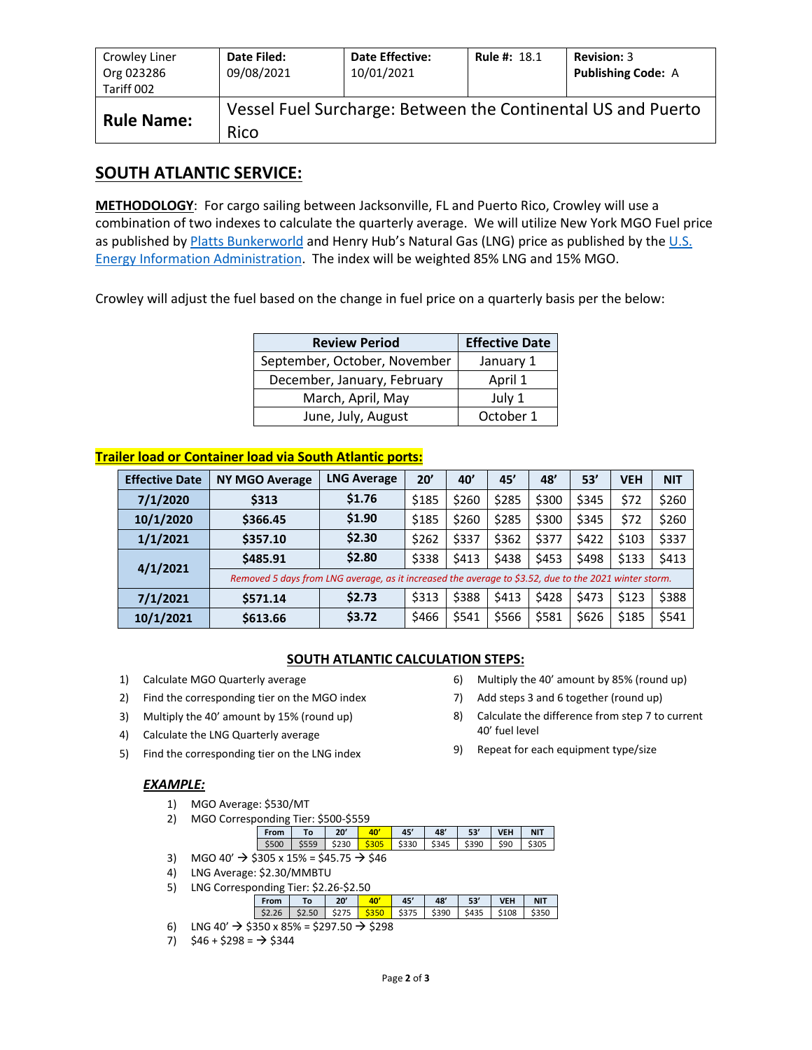| Crowley Liner<br>Org 023286<br>Tariff 002 | **Date Filed:**<br>09/08/2021 | **Date Effective:**<br>10/01/2021 | **Rule #:** 18.1 | **Revision:** 3<br>**Publishing Code:** A |
|---|---|---|---|---|
| **Rule Name:** | Vessel Fuel Surcharge: Between the Continental US and Puerto Rico | | | |

## SOUTH ATLANTIC SERVICE:

**METHODOLOGY**: For cargo sailing between Jacksonville, FL and Puerto Rico, Crowley will use a combination of two indexes to calculate the quarterly average. We will utilize New York MGO Fuel price as published by Platts Bunkerworld and Henry Hub's Natural Gas (LNG) price as published by the U.S. Energy Information Administration. The index will be weighted 85% LNG and 15% MGO.

Crowley will adjust the fuel based on the change in fuel price on a quarterly basis per the below:

| Review Period | Effective Date |
|---|---|
| September, October, November | January 1 |
| December, January, February | April 1 |
| March, April, May | July 1 |
| June, July, August | October 1 |

**Trailer load or Container load via South Atlantic ports:**

| Effective Date | NY MGO Average | LNG Average | 20' | 40' | 45' | 48' | 53' | VEH | NIT |
|---|---|---|---|---|---|---|---|---|---|
| 7/1/2020 | $313 | $1.76 | $185 | $260 | $285 | $300 | $345 | $72 | $260 |
| 10/1/2020 | $366.45 | $1.90 | $185 | $260 | $285 | $300 | $345 | $72 | $260 |
| 1/1/2021 | $357.10 | $2.30 | $262 | $337 | $362 | $377 | $422 | $103 | $337 |
| 4/1/2021 | $485.91 | $2.80 | $338 | $413 | $438 | $453 | $498 | $133 | $413 |
| | *Removed 5 days from LNG average, as it increased the average to $3.52, due to the 2021 winter storm.* | | | | | | | | |
| 7/1/2021 | $571.14 | $2.73 | $313 | $388 | $413 | $428 | $473 | $123 | $388 |
| 10/1/2021 | $613.66 | $3.72 | $466 | $541 | $566 | $581 | $626 | $185 | $541 |

### SOUTH ATLANTIC CALCULATION STEPS:

1) Calculate MGO Quarterly average
2) Find the corresponding tier on the MGO index
3) Multiply the 40' amount by 15% (round up)
4) Calculate the LNG Quarterly average
5) Find the corresponding tier on the LNG index
6) Multiply the 40' amount by 85% (round up)
7) Add steps 3 and 6 together (round up)
8) Calculate the difference from step 7 to current 40' fuel level
9) Repeat for each equipment type/size

***EXAMPLE:***

1) MGO Average: $530/MT
2) MGO Corresponding Tier: $500-$559

| From | To | 20' | 40' | 45' | 48' | 53' | VEH | NIT |
|---|---|---|---|---|---|---|---|---|
| $500 | $559 | $230 | $305 | $330 | $345 | $390 | $90 | $305 |

3) MGO 40' → $305 x 15% = $45.75 → $46
4) LNG Average: $2.30/MMBTU
5) LNG Corresponding Tier: $2.26-$2.50

| From | To | 20' | 40' | 45' | 48' | 53' | VEH | NIT |
|---|---|---|---|---|---|---|---|---|
| $2.26 | $2.50 | $275 | $350 | $375 | $390 | $435 | $108 | $350 |

6) LNG 40' → $350 x 85% = $297.50 → $298
7) $46 + $298 = → $344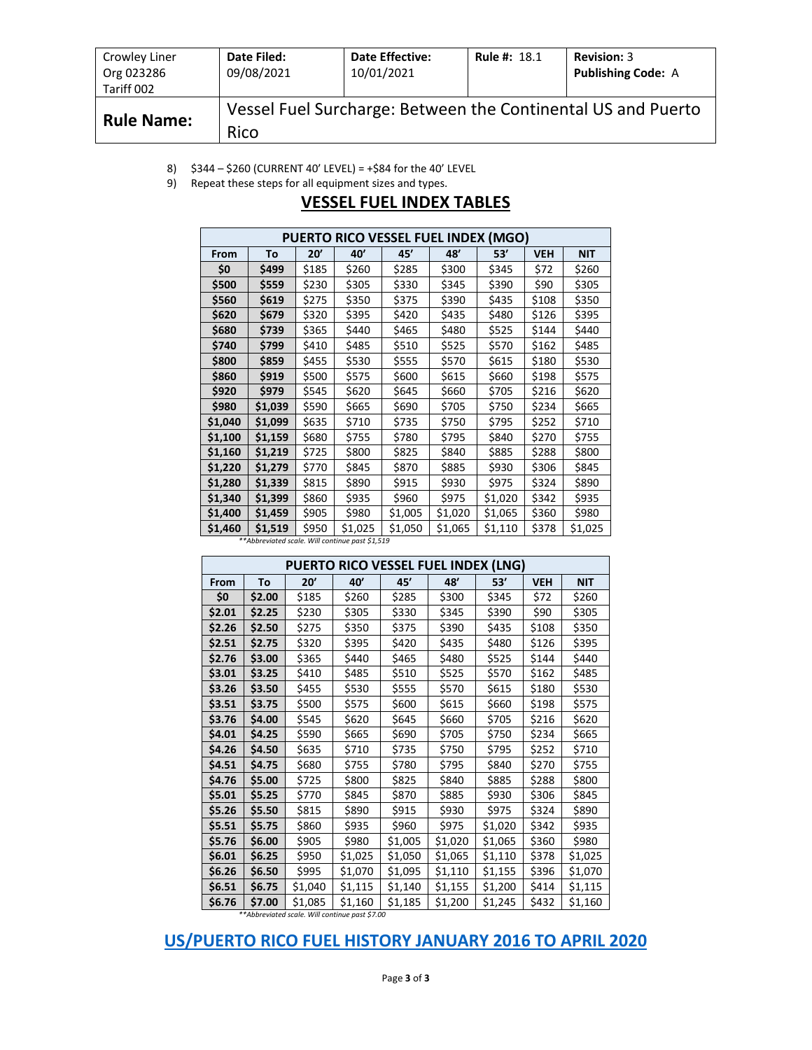| Crowley Liner<br>Org 023286<br>Tariff 002 | **Date Filed:**<br>09/08/2021 | **Date Effective:**<br>10/01/2021 | **Rule #:** 18.1 | **Revision:** 3<br>**Publishing Code:** A |
|---|---|---|---|---|
| **Rule Name:** | Vessel Fuel Surcharge: Between the Continental US and Puerto Rico | | | |

8) $344 – $260 (CURRENT 40' LEVEL) = +$84 for the 40' LEVEL
9) Repeat these steps for all equipment sizes and types.

## VESSEL FUEL INDEX TABLES

| PUERTO RICO VESSEL FUEL INDEX (MGO) | | | | | | | | |
|---|---|---|---|---|---|---|---|---|
| **From** | **To** | **20'** | **40'** | **45'** | **48'** | **53'** | **VEH** | **NIT** |
| **$0** | **$499** | $185 | $260 | $285 | $300 | $345 | $72 | $260 |
| **$500** | **$559** | $230 | $305 | $330 | $345 | $390 | $90 | $305 |
| **$560** | **$619** | $275 | $350 | $375 | $390 | $435 | $108 | $350 |
| **$620** | **$679** | $320 | $395 | $420 | $435 | $480 | $126 | $395 |
| **$680** | **$739** | $365 | $440 | $465 | $480 | $525 | $144 | $440 |
| **$740** | **$799** | $410 | $485 | $510 | $525 | $570 | $162 | $485 |
| **$800** | **$859** | $455 | $530 | $555 | $570 | $615 | $180 | $530 |
| **$860** | **$919** | $500 | $575 | $600 | $615 | $660 | $198 | $575 |
| **$920** | **$979** | $545 | $620 | $645 | $660 | $705 | $216 | $620 |
| **$980** | **$1,039** | $590 | $665 | $690 | $705 | $750 | $234 | $665 |
| **$1,040** | **$1,099** | $635 | $710 | $735 | $750 | $795 | $252 | $710 |
| **$1,100** | **$1,159** | $680 | $755 | $780 | $795 | $840 | $270 | $755 |
| **$1,160** | **$1,219** | $725 | $800 | $825 | $840 | $885 | $288 | $800 |
| **$1,220** | **$1,279** | $770 | $845 | $870 | $885 | $930 | $306 | $845 |
| **$1,280** | **$1,339** | $815 | $890 | $915 | $930 | $975 | $324 | $890 |
| **$1,340** | **$1,399** | $860 | $935 | $960 | $975 | $1,020 | $342 | $935 |
| **$1,400** | **$1,459** | $905 | $980 | $1,005 | $1,020 | $1,065 | $360 | $980 |
| **$1,460** | **$1,519** | $950 | $1,025 | $1,050 | $1,065 | $1,110 | $378 | $1,025 |

*\*\*Abbreviated scale. Will continue past $1,519*

| PUERTO RICO VESSEL FUEL INDEX (LNG) | | | | | | | | |
|---|---|---|---|---|---|---|---|---|
| **From** | **To** | **20'** | **40'** | **45'** | **48'** | **53'** | **VEH** | **NIT** |
| **$0** | **$2.00** | $185 | $260 | $285 | $300 | $345 | $72 | $260 |
| **$2.01** | **$2.25** | $230 | $305 | $330 | $345 | $390 | $90 | $305 |
| **$2.26** | **$2.50** | $275 | $350 | $375 | $390 | $435 | $108 | $350 |
| **$2.51** | **$2.75** | $320 | $395 | $420 | $435 | $480 | $126 | $395 |
| **$2.76** | **$3.00** | $365 | $440 | $465 | $480 | $525 | $144 | $440 |
| **$3.01** | **$3.25** | $410 | $485 | $510 | $525 | $570 | $162 | $485 |
| **$3.26** | **$3.50** | $455 | $530 | $555 | $570 | $615 | $180 | $530 |
| **$3.51** | **$3.75** | $500 | $575 | $600 | $615 | $660 | $198 | $575 |
| **$3.76** | **$4.00** | $545 | $620 | $645 | $660 | $705 | $216 | $620 |
| **$4.01** | **$4.25** | $590 | $665 | $690 | $705 | $750 | $234 | $665 |
| **$4.26** | **$4.50** | $635 | $710 | $735 | $750 | $795 | $252 | $710 |
| **$4.51** | **$4.75** | $680 | $755 | $780 | $795 | $840 | $270 | $755 |
| **$4.76** | **$5.00** | $725 | $800 | $825 | $840 | $885 | $288 | $800 |
| **$5.01** | **$5.25** | $770 | $845 | $870 | $885 | $930 | $306 | $845 |
| **$5.26** | **$5.50** | $815 | $890 | $915 | $930 | $975 | $324 | $890 |
| **$5.51** | **$5.75** | $860 | $935 | $960 | $975 | $1,020 | $342 | $935 |
| **$5.76** | **$6.00** | $905 | $980 | $1,005 | $1,020 | $1,065 | $360 | $980 |
| **$6.01** | **$6.25** | $950 | $1,025 | $1,050 | $1,065 | $1,110 | $378 | $1,025 |
| **$6.26** | **$6.50** | $995 | $1,070 | $1,095 | $1,110 | $1,155 | $396 | $1,070 |
| **$6.51** | **$6.75** | $1,040 | $1,115 | $1,140 | $1,155 | $1,200 | $414 | $1,115 |
| **$6.76** | **$7.00** | $1,085 | $1,160 | $1,185 | $1,200 | $1,245 | $432 | $1,160 |

*\*\*Abbreviated scale. Will continue past $7.00*

## US/PUERTO RICO FUEL HISTORY JANUARY 2016 TO APRIL 2020